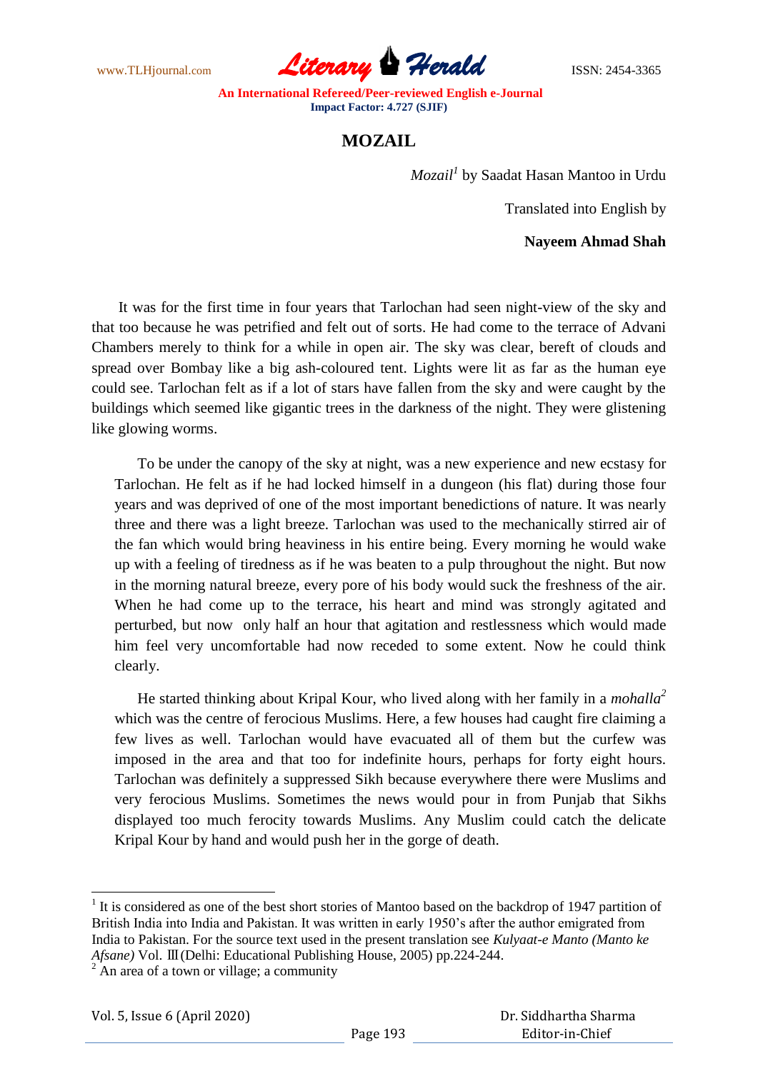# MOZAIL

*Mozail*[1] by Saadat Hasan Mantoo in Urdu

Translated into English by

**Nayeem Ahmad Shah**

It was for the first time in four years that Tarlochan had seen night-view of the sky and that too because he was petrified and felt out of sorts. He had come to the terrace of Advani Chambers merely to think for a while in open air. The sky was clear, bereft of clouds and spread over Bombay like a big ash-coloured tent. Lights were lit as far as the human eye could see. Tarlochan felt as if a lot of stars have fallen from the sky and were caught by the buildings which seemed like gigantic trees in the darkness of the night. They were glistening like glowing worms.

To be under the canopy of the sky at night, was a new experience and new ecstasy for Tarlochan. He felt as if he had locked himself in a dungeon (his flat) during those four years and was deprived of one of the most important benedictions of nature. It was nearly three and there was a light breeze. Tarlochan was used to the mechanically stirred air of the fan which would bring heaviness in his entire being. Every morning he would wake up with a feeling of tiredness as if he was beaten to a pulp throughout the night. But now in the morning natural breeze, every pore of his body would suck the freshness of the air. When he had come up to the terrace, his heart and mind was strongly agitated and perturbed, but now only half an hour that agitation and restlessness which would made him feel very uncomfortable had now receded to some extent. Now he could think clearly.

He started thinking about Kripal Kour, who lived along with her family in a *mohalla*[2] which was the centre of ferocious Muslims. Here, a few houses had caught fire claiming a few lives as well. Tarlochan would have evacuated all of them but the curfew was imposed in the area and that too for indefinite hours, perhaps for forty eight hours. Tarlochan was definitely a suppressed Sikh because everywhere there were Muslims and very ferocious Muslims. Sometimes the news would pour in from Punjab that Sikhs displayed too much ferocity towards Muslims. Any Muslim could catch the delicate Kripal Kour by hand and would push her in the gorge of death.

---

[1] It is considered as one of the best short stories of Mantoo based on the backdrop of 1947 partition of British India into India and Pakistan. It was written in early 1950's after the author emigrated from India to Pakistan. For the source text used in the present translation see *Kulyaat-e Manto (Manto ke Afsane)* Vol. III (Delhi: Educational Publishing House, 2005) pp.224-244.

[2] An area of a town or village; a community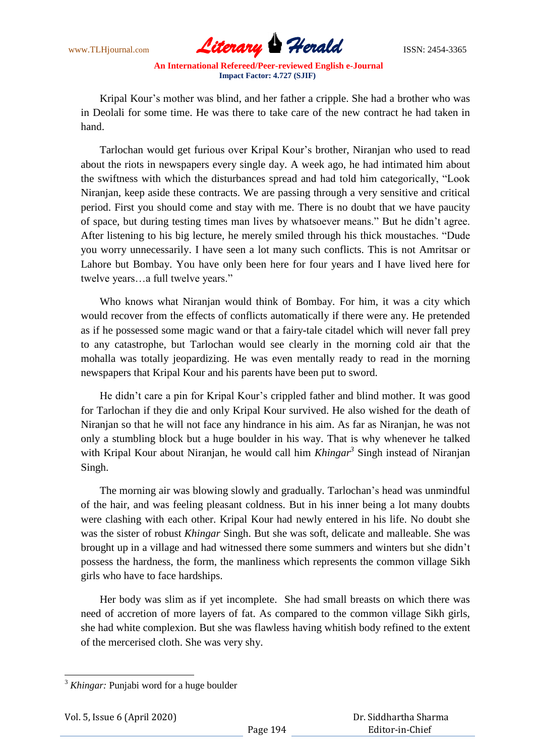Kripal Kour's mother was blind, and her father a cripple. She had a brother who was in Deolali for some time. He was there to take care of the new contract he had taken in hand.

Tarlochan would get furious over Kripal Kour's brother, Niranjan who used to read about the riots in newspapers every single day. A week ago, he had intimated him about the swiftness with which the disturbances spread and had told him categorically, "Look Niranjan, keep aside these contracts. We are passing through a very sensitive and critical period. First you should come and stay with me. There is no doubt that we have paucity of space, but during testing times man lives by whatsoever means." But he didn't agree. After listening to his big lecture, he merely smiled through his thick moustaches. "Dude you worry unnecessarily. I have seen a lot many such conflicts. This is not Amritsar or Lahore but Bombay. You have only been here for four years and I have lived here for twelve years…a full twelve years."

Who knows what Niranjan would think of Bombay. For him, it was a city which would recover from the effects of conflicts automatically if there were any. He pretended as if he possessed some magic wand or that a fairy-tale citadel which will never fall prey to any catastrophe, but Tarlochan would see clearly in the morning cold air that the mohalla was totally jeopardizing. He was even mentally ready to read in the morning newspapers that Kripal Kour and his parents have been put to sword.

He didn't care a pin for Kripal Kour's crippled father and blind mother. It was good for Tarlochan if they die and only Kripal Kour survived. He also wished for the death of Niranjan so that he will not face any hindrance in his aim. As far as Niranjan, he was not only a stumbling block but a huge boulder in his way. That is why whenever he talked with Kripal Kour about Niranjan, he would call him *Khingar*[3] Singh instead of Niranjan Singh.

The morning air was blowing slowly and gradually. Tarlochan's head was unmindful of the hair, and was feeling pleasant coldness. But in his inner being a lot many doubts were clashing with each other. Kripal Kour had newly entered in his life. No doubt she was the sister of robust *Khingar* Singh. But she was soft, delicate and malleable. She was brought up in a village and had witnessed there some summers and winters but she didn't possess the hardness, the form, the manliness which represents the common village Sikh girls who have to face hardships.

Her body was slim as if yet incomplete. She had small breasts on which there was need of accretion of more layers of fat. As compared to the common village Sikh girls, she had white complexion. But she was flawless having whitish body refined to the extent of the mercerised cloth. She was very shy.

---

[3] *Khingar:* Punjabi word for a huge boulder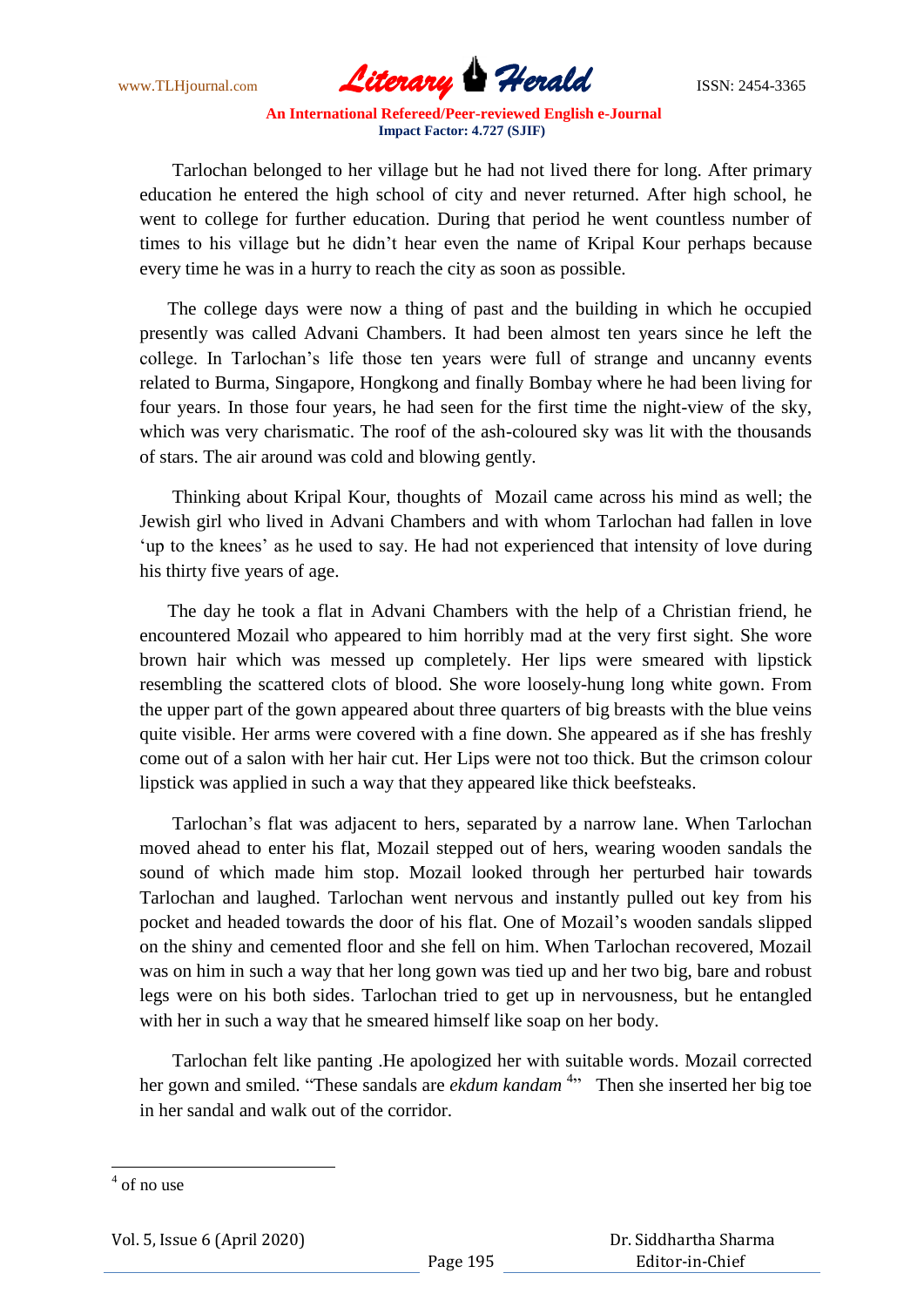Tarlochan belonged to her village but he had not lived there for long. After primary education he entered the high school of city and never returned. After high school, he went to college for further education. During that period he went countless number of times to his village but he didn't hear even the name of Kripal Kour perhaps because every time he was in a hurry to reach the city as soon as possible.

The college days were now a thing of past and the building in which he occupied presently was called Advani Chambers. It had been almost ten years since he left the college. In Tarlochan's life those ten years were full of strange and uncanny events related to Burma, Singapore, Hongkong and finally Bombay where he had been living for four years. In those four years, he had seen for the first time the night-view of the sky, which was very charismatic. The roof of the ash-coloured sky was lit with the thousands of stars. The air around was cold and blowing gently.

Thinking about Kripal Kour, thoughts of Mozail came across his mind as well; the Jewish girl who lived in Advani Chambers and with whom Tarlochan had fallen in love 'up to the knees' as he used to say. He had not experienced that intensity of love during his thirty five years of age.

The day he took a flat in Advani Chambers with the help of a Christian friend, he encountered Mozail who appeared to him horribly mad at the very first sight. She wore brown hair which was messed up completely. Her lips were smeared with lipstick resembling the scattered clots of blood. She wore loosely-hung long white gown. From the upper part of the gown appeared about three quarters of big breasts with the blue veins quite visible. Her arms were covered with a fine down. She appeared as if she has freshly come out of a salon with her hair cut. Her Lips were not too thick. But the crimson colour lipstick was applied in such a way that they appeared like thick beefsteaks.

Tarlochan's flat was adjacent to hers, separated by a narrow lane. When Tarlochan moved ahead to enter his flat, Mozail stepped out of hers, wearing wooden sandals the sound of which made him stop. Mozail looked through her perturbed hair towards Tarlochan and laughed. Tarlochan went nervous and instantly pulled out key from his pocket and headed towards the door of his flat. One of Mozail's wooden sandals slipped on the shiny and cemented floor and she fell on him. When Tarlochan recovered, Mozail was on him in such a way that her long gown was tied up and her two big, bare and robust legs were on his both sides. Tarlochan tried to get up in nervousness, but he entangled with her in such a way that he smeared himself like soap on her body.

Tarlochan felt like panting .He apologized her with suitable words. Mozail corrected her gown and smiled. "These sandals are *ekdum kandam* [4]" Then she inserted her big toe in her sandal and walk out of the corridor.

---

[4] of no use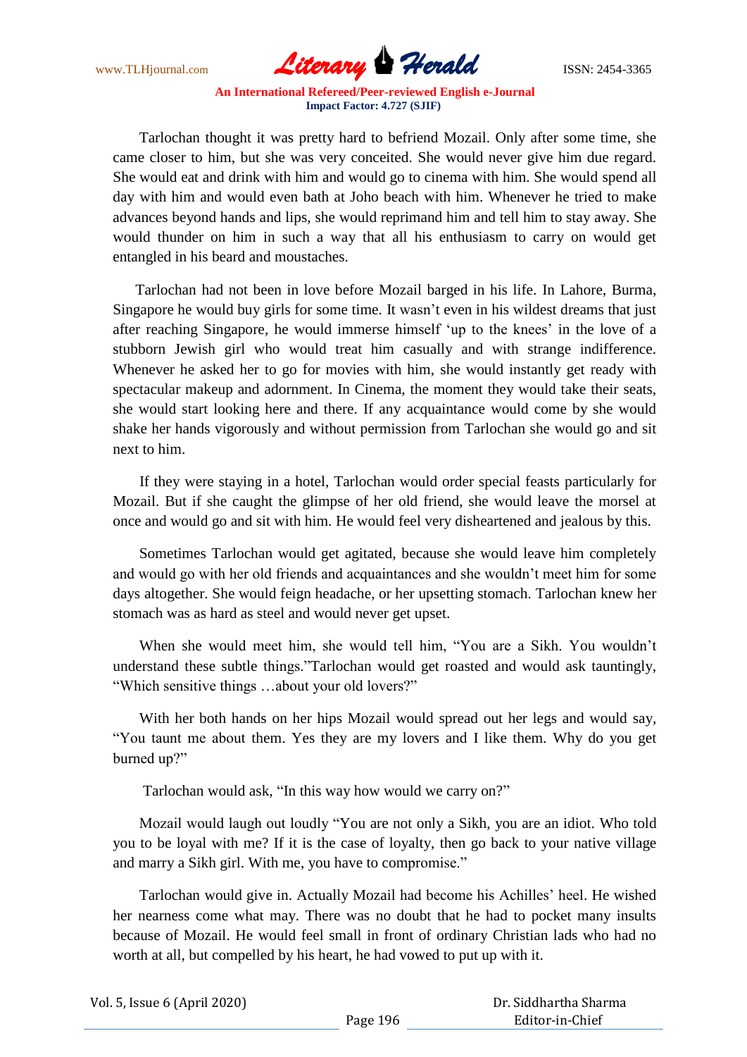Tarlochan thought it was pretty hard to befriend Mozail. Only after some time, she came closer to him, but she was very conceited. She would never give him due regard. She would eat and drink with him and would go to cinema with him. She would spend all day with him and would even bath at Joho beach with him. Whenever he tried to make advances beyond hands and lips, she would reprimand him and tell him to stay away. She would thunder on him in such a way that all his enthusiasm to carry on would get entangled in his beard and moustaches.

Tarlochan had not been in love before Mozail barged in his life. In Lahore, Burma, Singapore he would buy girls for some time. It wasn't even in his wildest dreams that just after reaching Singapore, he would immerse himself 'up to the knees' in the love of a stubborn Jewish girl who would treat him casually and with strange indifference. Whenever he asked her to go for movies with him, she would instantly get ready with spectacular makeup and adornment. In Cinema, the moment they would take their seats, she would start looking here and there. If any acquaintance would come by she would shake her hands vigorously and without permission from Tarlochan she would go and sit next to him.

If they were staying in a hotel, Tarlochan would order special feasts particularly for Mozail. But if she caught the glimpse of her old friend, she would leave the morsel at once and would go and sit with him. He would feel very disheartened and jealous by this.

Sometimes Tarlochan would get agitated, because she would leave him completely and would go with her old friends and acquaintances and she wouldn't meet him for some days altogether. She would feign headache, or her upsetting stomach. Tarlochan knew her stomach was as hard as steel and would never get upset.

When she would meet him, she would tell him, "You are a Sikh. You wouldn't understand these subtle things."Tarlochan would get roasted and would ask tauntingly, "Which sensitive things …about your old lovers?"

With her both hands on her hips Mozail would spread out her legs and would say, "You taunt me about them. Yes they are my lovers and I like them. Why do you get burned up?"

Tarlochan would ask, "In this way how would we carry on?"

Mozail would laugh out loudly "You are not only a Sikh, you are an idiot. Who told you to be loyal with me? If it is the case of loyalty, then go back to your native village and marry a Sikh girl. With me, you have to compromise."

Tarlochan would give in. Actually Mozail had become his Achilles' heel. He wished her nearness come what may. There was no doubt that he had to pocket many insults because of Mozail. He would feel small in front of ordinary Christian lads who had no worth at all, but compelled by his heart, he had vowed to put up with it.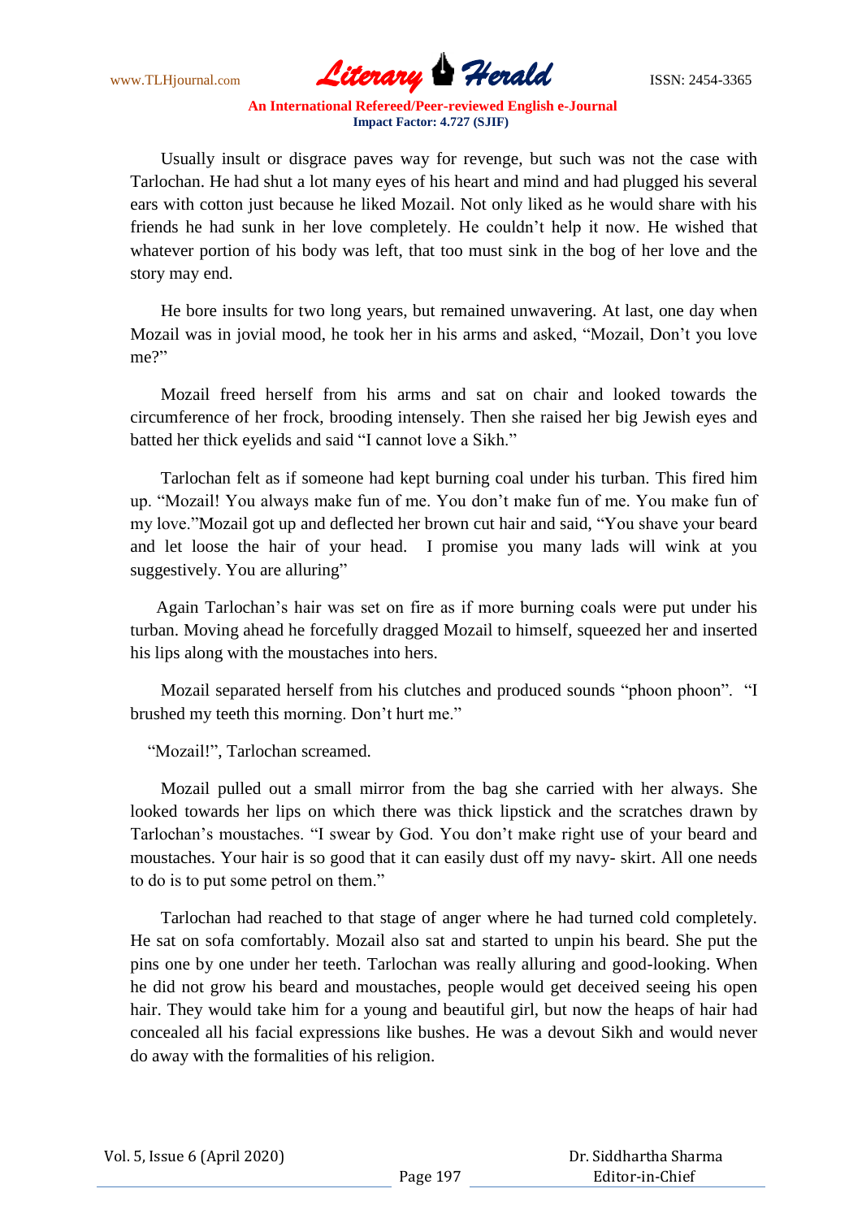Usually insult or disgrace paves way for revenge, but such was not the case with Tarlochan. He had shut a lot many eyes of his heart and mind and had plugged his several ears with cotton just because he liked Mozail. Not only liked as he would share with his friends he had sunk in her love completely. He couldn't help it now. He wished that whatever portion of his body was left, that too must sink in the bog of her love and the story may end.

He bore insults for two long years, but remained unwavering. At last, one day when Mozail was in jovial mood, he took her in his arms and asked, "Mozail, Don't you love me?"

Mozail freed herself from his arms and sat on chair and looked towards the circumference of her frock, brooding intensely. Then she raised her big Jewish eyes and batted her thick eyelids and said "I cannot love a Sikh."

Tarlochan felt as if someone had kept burning coal under his turban. This fired him up. "Mozail! You always make fun of me. You don't make fun of me. You make fun of my love."Mozail got up and deflected her brown cut hair and said, "You shave your beard and let loose the hair of your head. I promise you many lads will wink at you suggestively. You are alluring"

Again Tarlochan's hair was set on fire as if more burning coals were put under his turban. Moving ahead he forcefully dragged Mozail to himself, squeezed her and inserted his lips along with the moustaches into hers.

Mozail separated herself from his clutches and produced sounds "phoon phoon". "I brushed my teeth this morning. Don't hurt me."

"Mozail!", Tarlochan screamed.

Mozail pulled out a small mirror from the bag she carried with her always. She looked towards her lips on which there was thick lipstick and the scratches drawn by Tarlochan's moustaches. "I swear by God. You don't make right use of your beard and moustaches. Your hair is so good that it can easily dust off my navy- skirt. All one needs to do is to put some petrol on them."

Tarlochan had reached to that stage of anger where he had turned cold completely. He sat on sofa comfortably. Mozail also sat and started to unpin his beard. She put the pins one by one under her teeth. Tarlochan was really alluring and good-looking. When he did not grow his beard and moustaches, people would get deceived seeing his open hair. They would take him for a young and beautiful girl, but now the heaps of hair had concealed all his facial expressions like bushes. He was a devout Sikh and would never do away with the formalities of his religion.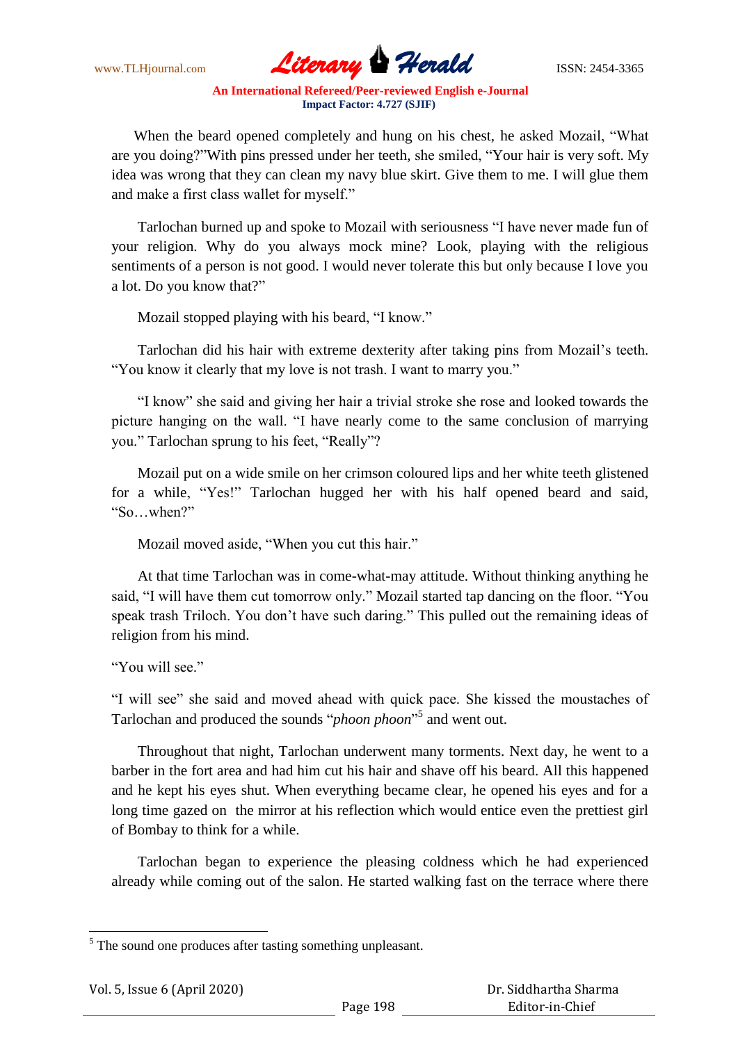When the beard opened completely and hung on his chest, he asked Mozail, "What are you doing?"With pins pressed under her teeth, she smiled, "Your hair is very soft. My idea was wrong that they can clean my navy blue skirt. Give them to me. I will glue them and make a first class wallet for myself."

Tarlochan burned up and spoke to Mozail with seriousness "I have never made fun of your religion. Why do you always mock mine? Look, playing with the religious sentiments of a person is not good. I would never tolerate this but only because I love you a lot. Do you know that?"

Mozail stopped playing with his beard, "I know."

Tarlochan did his hair with extreme dexterity after taking pins from Mozail's teeth. "You know it clearly that my love is not trash. I want to marry you."

"I know" she said and giving her hair a trivial stroke she rose and looked towards the picture hanging on the wall. "I have nearly come to the same conclusion of marrying you." Tarlochan sprung to his feet, "Really"?

Mozail put on a wide smile on her crimson coloured lips and her white teeth glistened for a while, "Yes!" Tarlochan hugged her with his half opened beard and said, "So…when?"

Mozail moved aside, "When you cut this hair."

At that time Tarlochan was in come-what-may attitude. Without thinking anything he said, "I will have them cut tomorrow only." Mozail started tap dancing on the floor. "You speak trash Triloch. You don't have such daring." This pulled out the remaining ideas of religion from his mind.

"You will see."

"I will see" she said and moved ahead with quick pace. She kissed the moustaches of Tarlochan and produced the sounds "*phoon phoon*"[5] and went out.

Throughout that night, Tarlochan underwent many torments. Next day, he went to a barber in the fort area and had him cut his hair and shave off his beard. All this happened and he kept his eyes shut. When everything became clear, he opened his eyes and for a long time gazed on the mirror at his reflection which would entice even the prettiest girl of Bombay to think for a while.

Tarlochan began to experience the pleasing coldness which he had experienced already while coming out of the salon. He started walking fast on the terrace where there

---

[5] The sound one produces after tasting something unpleasant.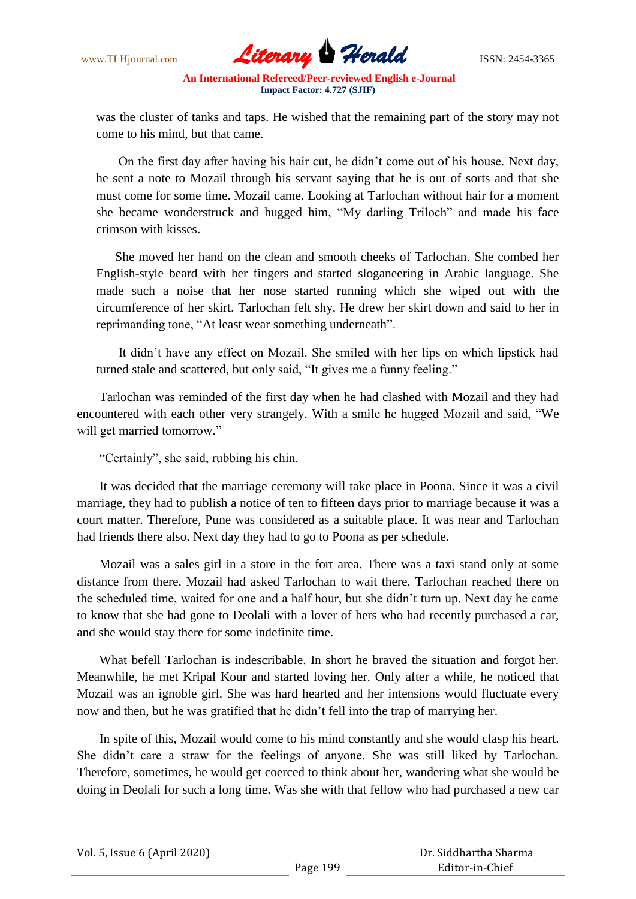was the cluster of tanks and taps. He wished that the remaining part of the story may not come to his mind, but that came.

On the first day after having his hair cut, he didn't come out of his house. Next day, he sent a note to Mozail through his servant saying that he is out of sorts and that she must come for some time. Mozail came. Looking at Tarlochan without hair for a moment she became wonderstruck and hugged him, "My darling Triloch" and made his face crimson with kisses.

She moved her hand on the clean and smooth cheeks of Tarlochan. She combed her English-style beard with her fingers and started sloganeering in Arabic language. She made such a noise that her nose started running which she wiped out with the circumference of her skirt. Tarlochan felt shy. He drew her skirt down and said to her in reprimanding tone, "At least wear something underneath".

It didn't have any effect on Mozail. She smiled with her lips on which lipstick had turned stale and scattered, but only said, "It gives me a funny feeling."

Tarlochan was reminded of the first day when he had clashed with Mozail and they had encountered with each other very strangely. With a smile he hugged Mozail and said, "We will get married tomorrow."

"Certainly", she said, rubbing his chin.

It was decided that the marriage ceremony will take place in Poona. Since it was a civil marriage, they had to publish a notice of ten to fifteen days prior to marriage because it was a court matter. Therefore, Pune was considered as a suitable place. It was near and Tarlochan had friends there also. Next day they had to go to Poona as per schedule.

Mozail was a sales girl in a store in the fort area. There was a taxi stand only at some distance from there. Mozail had asked Tarlochan to wait there. Tarlochan reached there on the scheduled time, waited for one and a half hour, but she didn't turn up. Next day he came to know that she had gone to Deolali with a lover of hers who had recently purchased a car, and she would stay there for some indefinite time.

What befell Tarlochan is indescribable. In short he braved the situation and forgot her. Meanwhile, he met Kripal Kour and started loving her. Only after a while, he noticed that Mozail was an ignoble girl. She was hard hearted and her intensions would fluctuate every now and then, but he was gratified that he didn't fell into the trap of marrying her.

In spite of this, Mozail would come to his mind constantly and she would clasp his heart. She didn't care a straw for the feelings of anyone. She was still liked by Tarlochan. Therefore, sometimes, he would get coerced to think about her, wandering what she would be doing in Deolali for such a long time. Was she with that fellow who had purchased a new car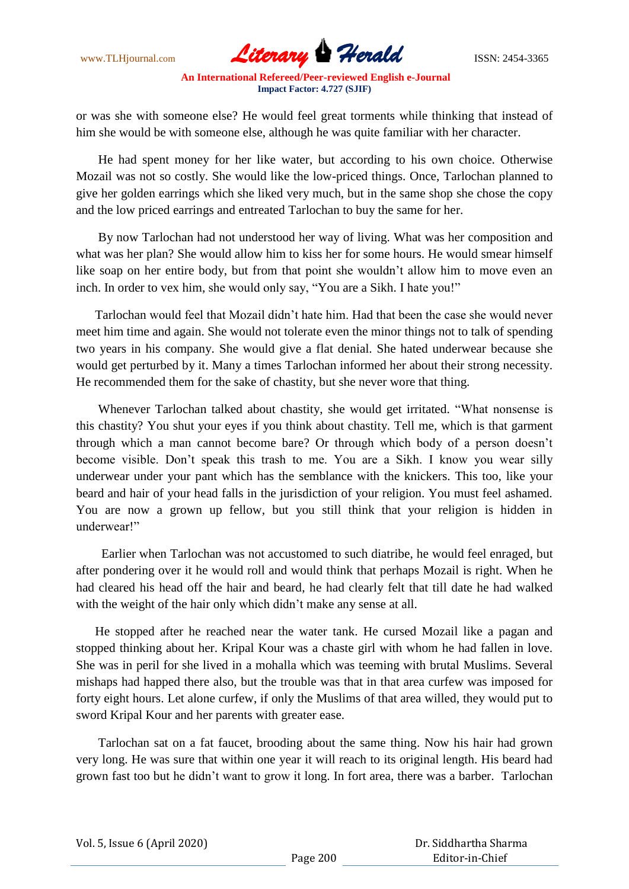or was she with someone else? He would feel great torments while thinking that instead of him she would be with someone else, although he was quite familiar with her character.

He had spent money for her like water, but according to his own choice. Otherwise Mozail was not so costly. She would like the low-priced things. Once, Tarlochan planned to give her golden earrings which she liked very much, but in the same shop she chose the copy and the low priced earrings and entreated Tarlochan to buy the same for her.

By now Tarlochan had not understood her way of living. What was her composition and what was her plan? She would allow him to kiss her for some hours. He would smear himself like soap on her entire body, but from that point she wouldn't allow him to move even an inch. In order to vex him, she would only say, "You are a Sikh. I hate you!"

Tarlochan would feel that Mozail didn't hate him. Had that been the case she would never meet him time and again. She would not tolerate even the minor things not to talk of spending two years in his company. She would give a flat denial. She hated underwear because she would get perturbed by it. Many a times Tarlochan informed her about their strong necessity. He recommended them for the sake of chastity, but she never wore that thing.

Whenever Tarlochan talked about chastity, she would get irritated. "What nonsense is this chastity? You shut your eyes if you think about chastity. Tell me, which is that garment through which a man cannot become bare? Or through which body of a person doesn't become visible. Don't speak this trash to me. You are a Sikh. I know you wear silly underwear under your pant which has the semblance with the knickers. This too, like your beard and hair of your head falls in the jurisdiction of your religion. You must feel ashamed. You are now a grown up fellow, but you still think that your religion is hidden in underwear!"

Earlier when Tarlochan was not accustomed to such diatribe, he would feel enraged, but after pondering over it he would roll and would think that perhaps Mozail is right. When he had cleared his head off the hair and beard, he had clearly felt that till date he had walked with the weight of the hair only which didn't make any sense at all.

He stopped after he reached near the water tank. He cursed Mozail like a pagan and stopped thinking about her. Kripal Kour was a chaste girl with whom he had fallen in love. She was in peril for she lived in a mohalla which was teeming with brutal Muslims. Several mishaps had happed there also, but the trouble was that in that area curfew was imposed for forty eight hours. Let alone curfew, if only the Muslims of that area willed, they would put to sword Kripal Kour and her parents with greater ease.

Tarlochan sat on a fat faucet, brooding about the same thing. Now his hair had grown very long. He was sure that within one year it will reach to its original length. His beard had grown fast too but he didn't want to grow it long. In fort area, there was a barber. Tarlochan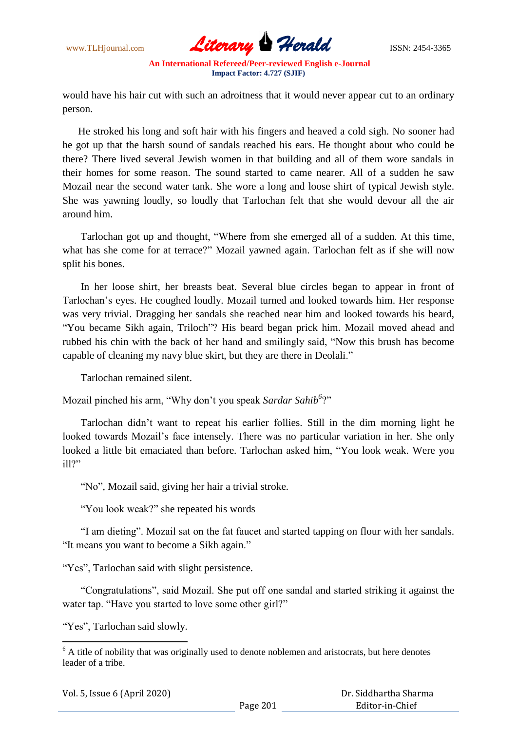would have his hair cut with such an adroitness that it would never appear cut to an ordinary person.

He stroked his long and soft hair with his fingers and heaved a cold sigh. No sooner had he got up that the harsh sound of sandals reached his ears. He thought about who could be there? There lived several Jewish women in that building and all of them wore sandals in their homes for some reason. The sound started to came nearer. All of a sudden he saw Mozail near the second water tank. She wore a long and loose shirt of typical Jewish style. She was yawning loudly, so loudly that Tarlochan felt that she would devour all the air around him.

Tarlochan got up and thought, "Where from she emerged all of a sudden. At this time, what has she come for at terrace?" Mozail yawned again. Tarlochan felt as if she will now split his bones.

In her loose shirt, her breasts beat. Several blue circles began to appear in front of Tarlochan's eyes. He coughed loudly. Mozail turned and looked towards him. Her response was very trivial. Dragging her sandals she reached near him and looked towards his beard, "You became Sikh again, Triloch"? His beard began prick him. Mozail moved ahead and rubbed his chin with the back of her hand and smilingly said, "Now this brush has become capable of cleaning my navy blue skirt, but they are there in Deolali."

Tarlochan remained silent.

Mozail pinched his arm, "Why don't you speak *Sardar Sahib*[6]?"

Tarlochan didn't want to repeat his earlier follies. Still in the dim morning light he looked towards Mozail's face intensely. There was no particular variation in her. She only looked a little bit emaciated than before. Tarlochan asked him, "You look weak. Were you ill?"

"No", Mozail said, giving her hair a trivial stroke.

"You look weak?" she repeated his words

"I am dieting". Mozail sat on the fat faucet and started tapping on flour with her sandals. "It means you want to become a Sikh again."

"Yes", Tarlochan said with slight persistence.

"Congratulations", said Mozail. She put off one sandal and started striking it against the water tap. "Have you started to love some other girl?"

"Yes", Tarlochan said slowly.

---

[6] A title of nobility that was originally used to denote noblemen and aristocrats, but here denotes leader of a tribe.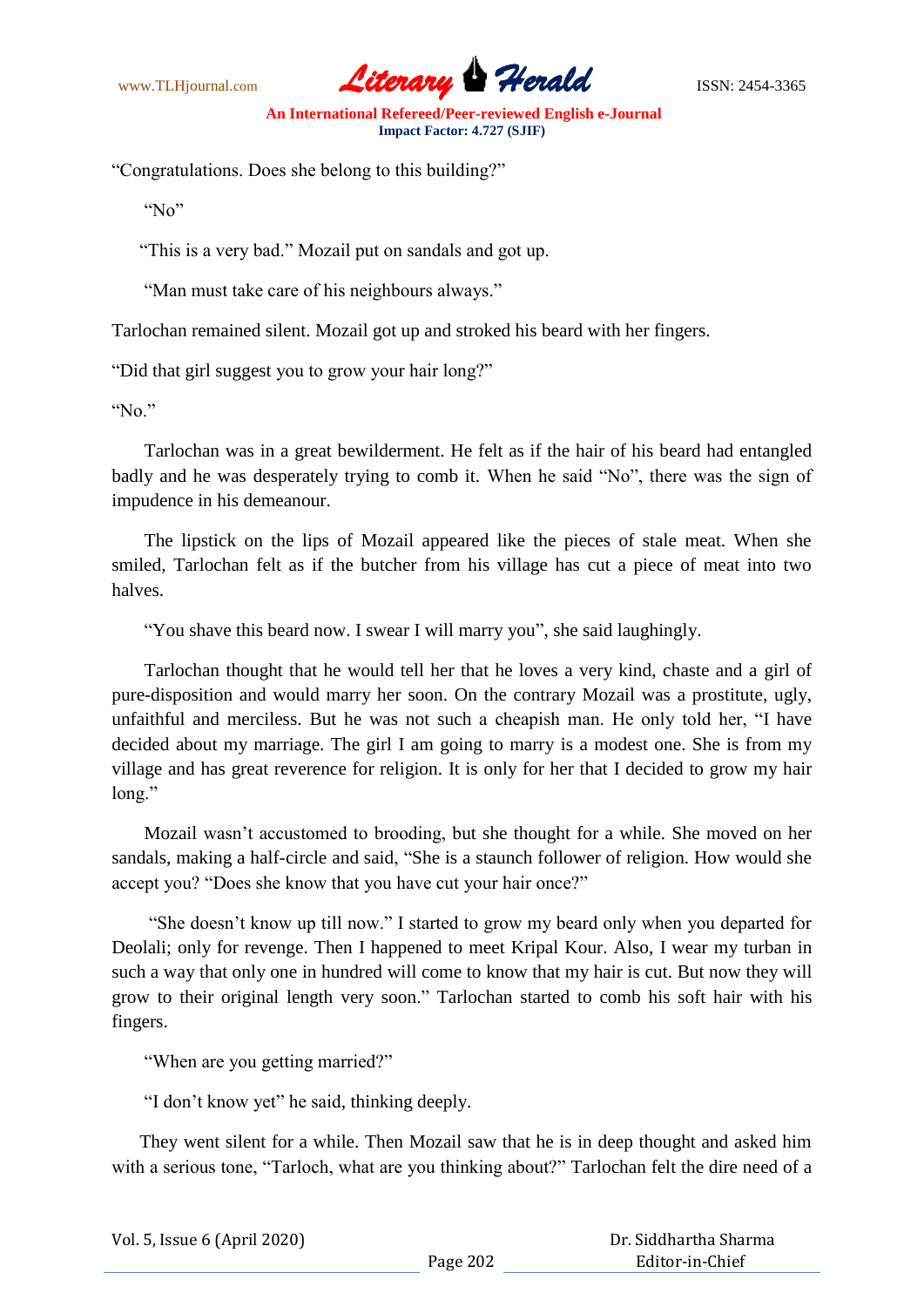"Congratulations. Does she belong to this building?"

"No"

"This is a very bad." Mozail put on sandals and got up.

"Man must take care of his neighbours always."

Tarlochan remained silent. Mozail got up and stroked his beard with her fingers.

"Did that girl suggest you to grow your hair long?"

"No."

Tarlochan was in a great bewilderment. He felt as if the hair of his beard had entangled badly and he was desperately trying to comb it. When he said "No", there was the sign of impudence in his demeanour.

The lipstick on the lips of Mozail appeared like the pieces of stale meat. When she smiled, Tarlochan felt as if the butcher from his village has cut a piece of meat into two halves.

"You shave this beard now. I swear I will marry you", she said laughingly.

Tarlochan thought that he would tell her that he loves a very kind, chaste and a girl of pure-disposition and would marry her soon. On the contrary Mozail was a prostitute, ugly, unfaithful and merciless. But he was not such a cheapish man. He only told her, "I have decided about my marriage. The girl I am going to marry is a modest one. She is from my village and has great reverence for religion. It is only for her that I decided to grow my hair long."

Mozail wasn't accustomed to brooding, but she thought for a while. She moved on her sandals, making a half-circle and said, "She is a staunch follower of religion. How would she accept you? "Does she know that you have cut your hair once?"

"She doesn't know up till now." I started to grow my beard only when you departed for Deolali; only for revenge. Then I happened to meet Kripal Kour. Also, I wear my turban in such a way that only one in hundred will come to know that my hair is cut. But now they will grow to their original length very soon." Tarlochan started to comb his soft hair with his fingers.

"When are you getting married?"

"I don't know yet" he said, thinking deeply.

They went silent for a while. Then Mozail saw that he is in deep thought and asked him with a serious tone, "Tarloch, what are you thinking about?" Tarlochan felt the dire need of a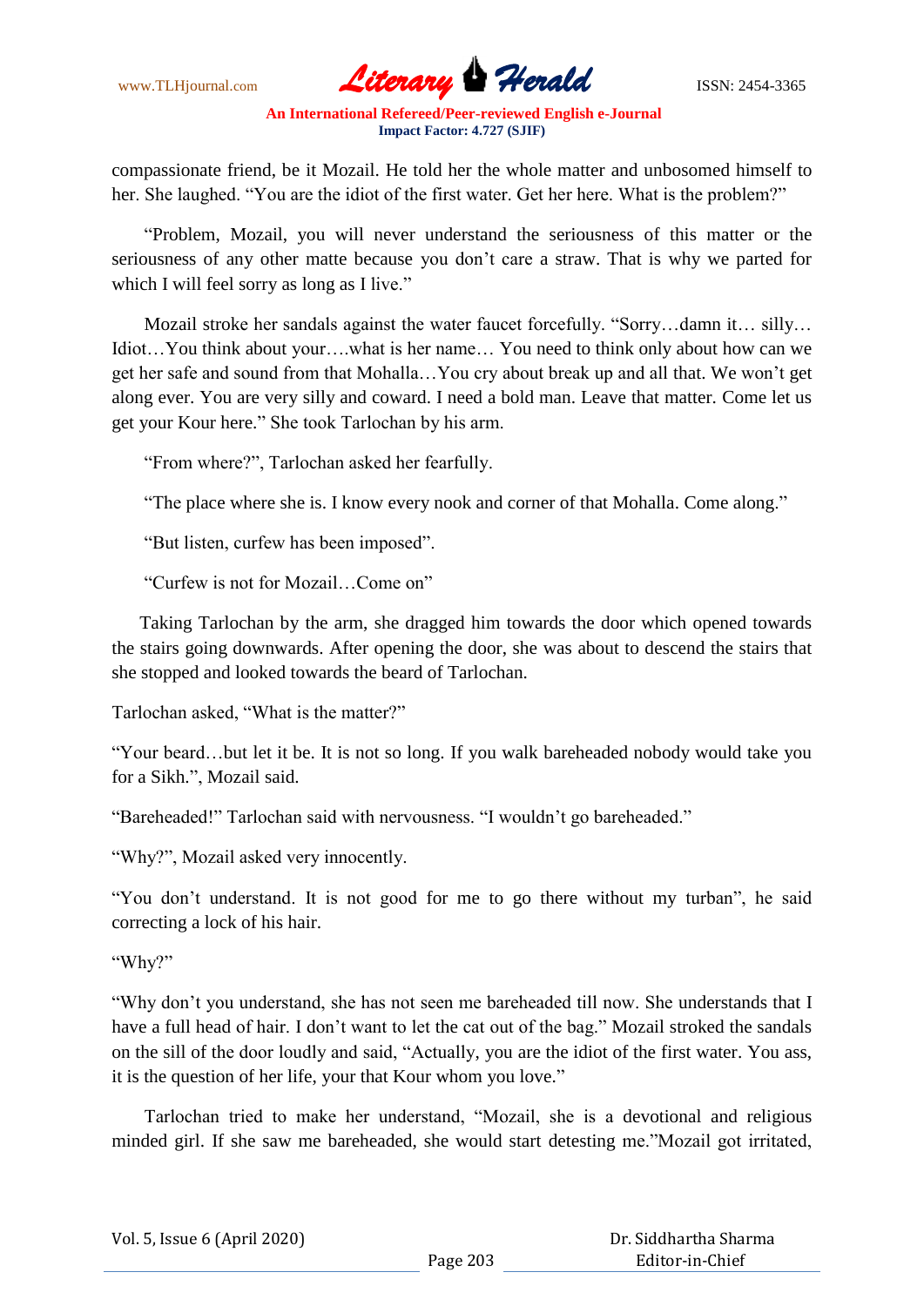compassionate friend, be it Mozail. He told her the whole matter and unbosomed himself to her. She laughed. "You are the idiot of the first water. Get her here. What is the problem?"

"Problem, Mozail, you will never understand the seriousness of this matter or the seriousness of any other matte because you don't care a straw. That is why we parted for which I will feel sorry as long as I live."

Mozail stroke her sandals against the water faucet forcefully. "Sorry…damn it… silly… Idiot…You think about your….what is her name… You need to think only about how can we get her safe and sound from that Mohalla…You cry about break up and all that. We won't get along ever. You are very silly and coward. I need a bold man. Leave that matter. Come let us get your Kour here." She took Tarlochan by his arm.

"From where?", Tarlochan asked her fearfully.

"The place where she is. I know every nook and corner of that Mohalla. Come along."

"But listen, curfew has been imposed".

"Curfew is not for Mozail…Come on"

Taking Tarlochan by the arm, she dragged him towards the door which opened towards the stairs going downwards. After opening the door, she was about to descend the stairs that she stopped and looked towards the beard of Tarlochan.

Tarlochan asked, "What is the matter?"

"Your beard…but let it be. It is not so long. If you walk bareheaded nobody would take you for a Sikh.", Mozail said.

"Bareheaded!" Tarlochan said with nervousness. "I wouldn't go bareheaded."

"Why?", Mozail asked very innocently.

"You don't understand. It is not good for me to go there without my turban", he said correcting a lock of his hair.

"Why?"

"Why don't you understand, she has not seen me bareheaded till now. She understands that I have a full head of hair. I don't want to let the cat out of the bag." Mozail stroked the sandals on the sill of the door loudly and said, "Actually, you are the idiot of the first water. You ass, it is the question of her life, your that Kour whom you love."

Tarlochan tried to make her understand, "Mozail, she is a devotional and religious minded girl. If she saw me bareheaded, she would start detesting me."Mozail got irritated,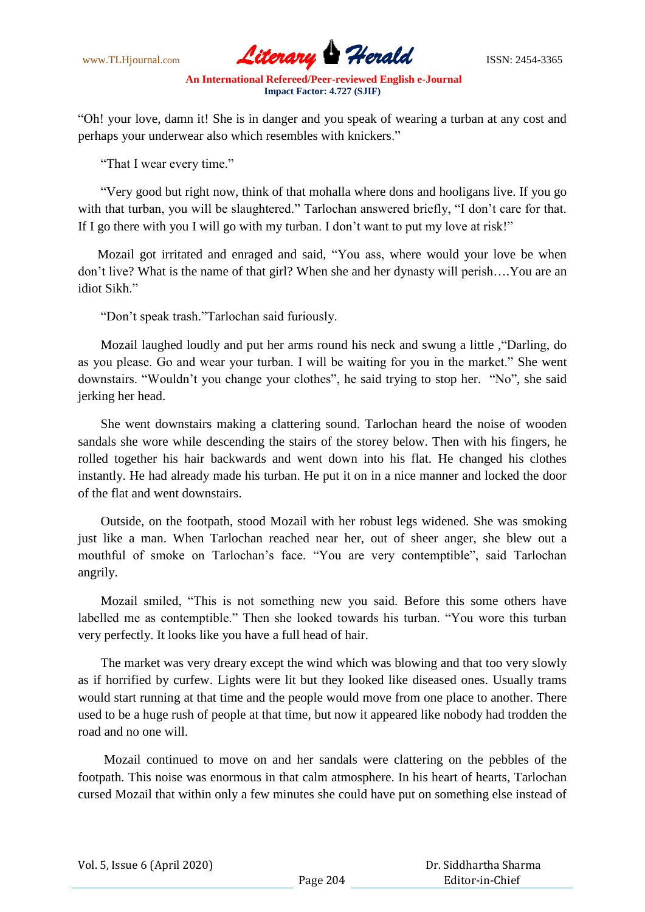"Oh! your love, damn it! She is in danger and you speak of wearing a turban at any cost and perhaps your underwear also which resembles with knickers."

"That I wear every time."

"Very good but right now, think of that mohalla where dons and hooligans live. If you go with that turban, you will be slaughtered." Tarlochan answered briefly, "I don't care for that. If I go there with you I will go with my turban. I don't want to put my love at risk!"

Mozail got irritated and enraged and said, "You ass, where would your love be when don't live? What is the name of that girl? When she and her dynasty will perish….You are an idiot Sikh."

"Don't speak trash."Tarlochan said furiously.

Mozail laughed loudly and put her arms round his neck and swung a little ,"Darling, do as you please. Go and wear your turban. I will be waiting for you in the market." She went downstairs. "Wouldn't you change your clothes", he said trying to stop her. "No", she said jerking her head.

She went downstairs making a clattering sound. Tarlochan heard the noise of wooden sandals she wore while descending the stairs of the storey below. Then with his fingers, he rolled together his hair backwards and went down into his flat. He changed his clothes instantly. He had already made his turban. He put it on in a nice manner and locked the door of the flat and went downstairs.

Outside, on the footpath, stood Mozail with her robust legs widened. She was smoking just like a man. When Tarlochan reached near her, out of sheer anger, she blew out a mouthful of smoke on Tarlochan's face. "You are very contemptible", said Tarlochan angrily.

Mozail smiled, "This is not something new you said. Before this some others have labelled me as contemptible." Then she looked towards his turban. "You wore this turban very perfectly. It looks like you have a full head of hair.

The market was very dreary except the wind which was blowing and that too very slowly as if horrified by curfew. Lights were lit but they looked like diseased ones. Usually trams would start running at that time and the people would move from one place to another. There used to be a huge rush of people at that time, but now it appeared like nobody had trodden the road and no one will.

Mozail continued to move on and her sandals were clattering on the pebbles of the footpath. This noise was enormous in that calm atmosphere. In his heart of hearts, Tarlochan cursed Mozail that within only a few minutes she could have put on something else instead of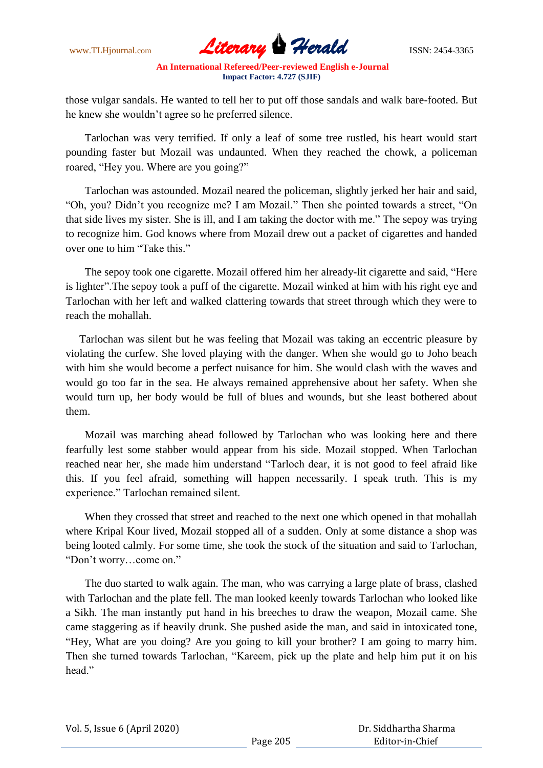those vulgar sandals. He wanted to tell her to put off those sandals and walk bare-footed. But he knew she wouldn't agree so he preferred silence.

Tarlochan was very terrified. If only a leaf of some tree rustled, his heart would start pounding faster but Mozail was undaunted. When they reached the chowk, a policeman roared, "Hey you. Where are you going?"

Tarlochan was astounded. Mozail neared the policeman, slightly jerked her hair and said, "Oh, you? Didn't you recognize me? I am Mozail." Then she pointed towards a street, "On that side lives my sister. She is ill, and I am taking the doctor with me." The sepoy was trying to recognize him. God knows where from Mozail drew out a packet of cigarettes and handed over one to him "Take this."

The sepoy took one cigarette. Mozail offered him her already-lit cigarette and said, "Here is lighter".The sepoy took a puff of the cigarette. Mozail winked at him with his right eye and Tarlochan with her left and walked clattering towards that street through which they were to reach the mohallah.

Tarlochan was silent but he was feeling that Mozail was taking an eccentric pleasure by violating the curfew. She loved playing with the danger. When she would go to Joho beach with him she would become a perfect nuisance for him. She would clash with the waves and would go too far in the sea. He always remained apprehensive about her safety. When she would turn up, her body would be full of blues and wounds, but she least bothered about them.

Mozail was marching ahead followed by Tarlochan who was looking here and there fearfully lest some stabber would appear from his side. Mozail stopped. When Tarlochan reached near her, she made him understand "Tarloch dear, it is not good to feel afraid like this. If you feel afraid, something will happen necessarily. I speak truth. This is my experience." Tarlochan remained silent.

When they crossed that street and reached to the next one which opened in that mohallah where Kripal Kour lived, Mozail stopped all of a sudden. Only at some distance a shop was being looted calmly. For some time, she took the stock of the situation and said to Tarlochan, "Don't worry…come on."

The duo started to walk again. The man, who was carrying a large plate of brass, clashed with Tarlochan and the plate fell. The man looked keenly towards Tarlochan who looked like a Sikh. The man instantly put hand in his breeches to draw the weapon, Mozail came. She came staggering as if heavily drunk. She pushed aside the man, and said in intoxicated tone, "Hey, What are you doing? Are you going to kill your brother? I am going to marry him. Then she turned towards Tarlochan, "Kareem, pick up the plate and help him put it on his head."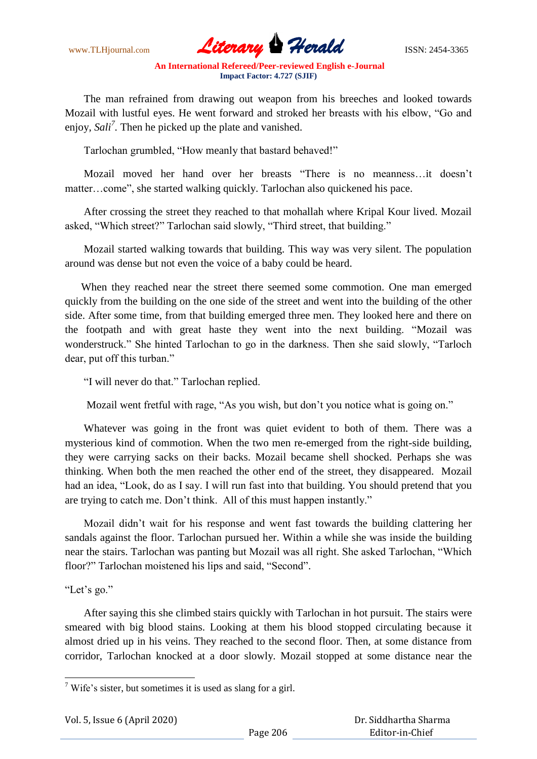The man refrained from drawing out weapon from his breeches and looked towards Mozail with lustful eyes. He went forward and stroked her breasts with his elbow, "Go and enjoy, *Sali*[7]. Then he picked up the plate and vanished.

Tarlochan grumbled, "How meanly that bastard behaved!"

Mozail moved her hand over her breasts "There is no meanness…it doesn't matter…come", she started walking quickly. Tarlochan also quickened his pace.

After crossing the street they reached to that mohallah where Kripal Kour lived. Mozail asked, "Which street?" Tarlochan said slowly, "Third street, that building."

Mozail started walking towards that building. This way was very silent. The population around was dense but not even the voice of a baby could be heard.

When they reached near the street there seemed some commotion. One man emerged quickly from the building on the one side of the street and went into the building of the other side. After some time, from that building emerged three men. They looked here and there on the footpath and with great haste they went into the next building. "Mozail was wonderstruck." She hinted Tarlochan to go in the darkness. Then she said slowly, "Tarloch dear, put off this turban."

"I will never do that." Tarlochan replied.

Mozail went fretful with rage, "As you wish, but don't you notice what is going on."

Whatever was going in the front was quiet evident to both of them. There was a mysterious kind of commotion. When the two men re-emerged from the right-side building, they were carrying sacks on their backs. Mozail became shell shocked. Perhaps she was thinking. When both the men reached the other end of the street, they disappeared. Mozail had an idea, "Look, do as I say. I will run fast into that building. You should pretend that you are trying to catch me. Don't think. All of this must happen instantly."

Mozail didn't wait for his response and went fast towards the building clattering her sandals against the floor. Tarlochan pursued her. Within a while she was inside the building near the stairs. Tarlochan was panting but Mozail was all right. She asked Tarlochan, "Which floor?" Tarlochan moistened his lips and said, "Second".

"Let's go."

After saying this she climbed stairs quickly with Tarlochan in hot pursuit. The stairs were smeared with big blood stains. Looking at them his blood stopped circulating because it almost dried up in his veins. They reached to the second floor. Then, at some distance from corridor, Tarlochan knocked at a door slowly. Mozail stopped at some distance near the

---

[7] Wife's sister, but sometimes it is used as slang for a girl.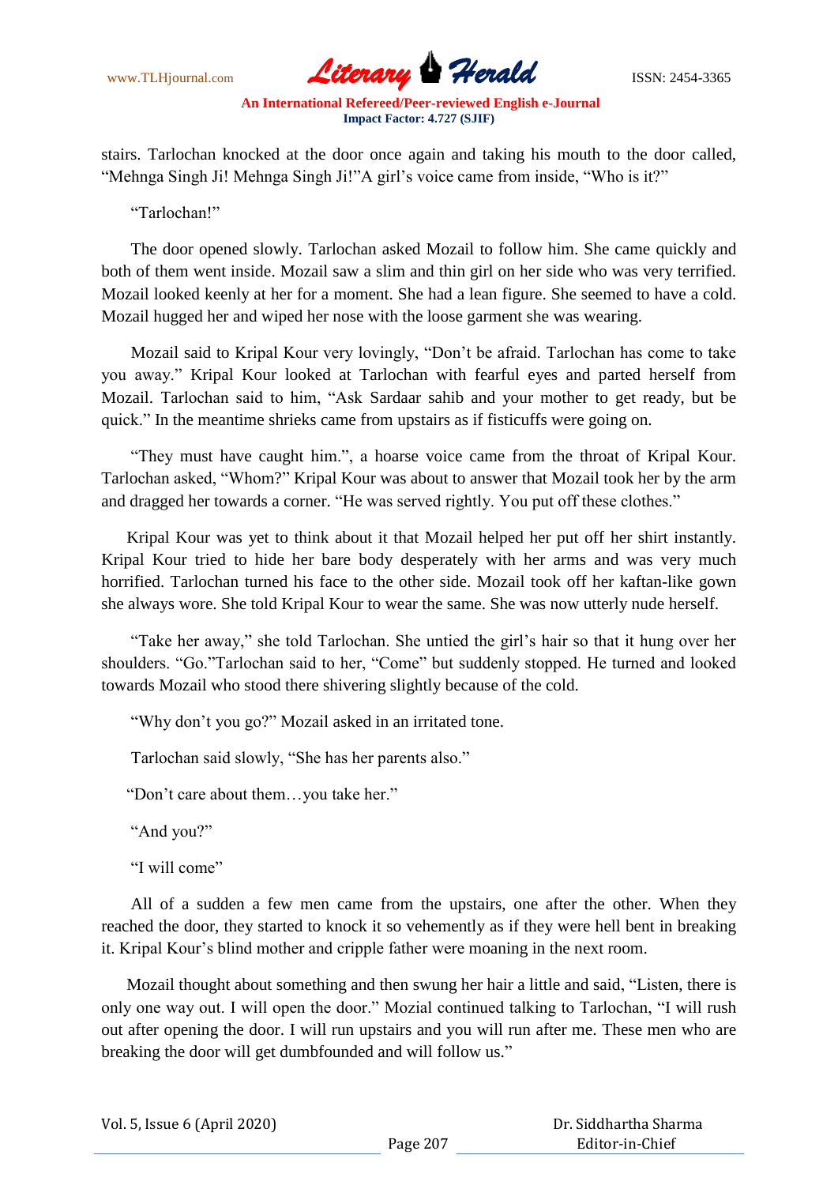stairs. Tarlochan knocked at the door once again and taking his mouth to the door called, “Mehnga Singh Ji! Mehnga Singh Ji!”A girl’s voice came from inside, “Who is it?”

“Tarlochan!”

The door opened slowly. Tarlochan asked Mozail to follow him. She came quickly and both of them went inside. Mozail saw a slim and thin girl on her side who was very terrified. Mozail looked keenly at her for a moment. She had a lean figure. She seemed to have a cold. Mozail hugged her and wiped her nose with the loose garment she was wearing.

Mozail said to Kripal Kour very lovingly, “Don’t be afraid. Tarlochan has come to take you away.” Kripal Kour looked at Tarlochan with fearful eyes and parted herself from Mozail. Tarlochan said to him, “Ask Sardaar sahib and your mother to get ready, but be quick.” In the meantime shrieks came from upstairs as if fisticuffs were going on.

“They must have caught him.”, a hoarse voice came from the throat of Kripal Kour. Tarlochan asked, “Whom?” Kripal Kour was about to answer that Mozail took her by the arm and dragged her towards a corner. “He was served rightly. You put off these clothes.”

Kripal Kour was yet to think about it that Mozail helped her put off her shirt instantly. Kripal Kour tried to hide her bare body desperately with her arms and was very much horrified. Tarlochan turned his face to the other side. Mozail took off her kaftan-like gown she always wore. She told Kripal Kour to wear the same. She was now utterly nude herself.

“Take her away,” she told Tarlochan. She untied the girl’s hair so that it hung over her shoulders. “Go.”Tarlochan said to her, “Come” but suddenly stopped. He turned and looked towards Mozail who stood there shivering slightly because of the cold.

“Why don’t you go?” Mozail asked in an irritated tone.

Tarlochan said slowly, “She has her parents also.”

“Don’t care about them…you take her.”

“And you?”

“I will come”

All of a sudden a few men came from the upstairs, one after the other. When they reached the door, they started to knock it so vehemently as if they were hell bent in breaking it. Kripal Kour’s blind mother and cripple father were moaning in the next room.

Mozail thought about something and then swung her hair a little and said, “Listen, there is only one way out. I will open the door.” Mozial continued talking to Tarlochan, “I will rush out after opening the door. I will run upstairs and you will run after me. These men who are breaking the door will get dumbfounded and will follow us.”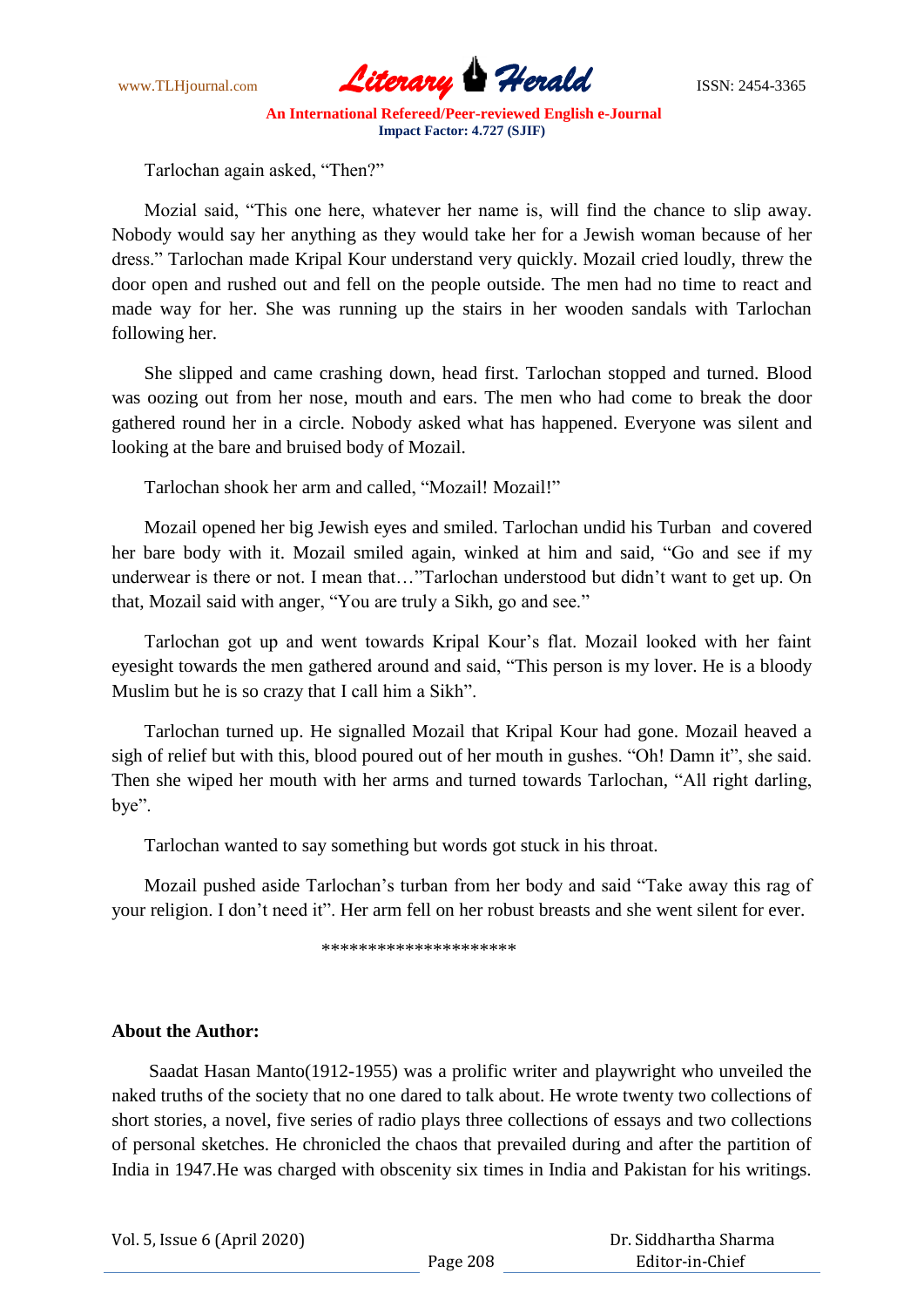Tarlochan again asked, "Then?"

Mozial said, "This one here, whatever her name is, will find the chance to slip away. Nobody would say her anything as they would take her for a Jewish woman because of her dress." Tarlochan made Kripal Kour understand very quickly. Mozail cried loudly, threw the door open and rushed out and fell on the people outside. The men had no time to react and made way for her. She was running up the stairs in her wooden sandals with Tarlochan following her.

She slipped and came crashing down, head first. Tarlochan stopped and turned. Blood was oozing out from her nose, mouth and ears. The men who had come to break the door gathered round her in a circle. Nobody asked what has happened. Everyone was silent and looking at the bare and bruised body of Mozail.

Tarlochan shook her arm and called, "Mozail! Mozail!"

Mozail opened her big Jewish eyes and smiled. Tarlochan undid his Turban and covered her bare body with it. Mozail smiled again, winked at him and said, "Go and see if my underwear is there or not. I mean that…"Tarlochan understood but didn't want to get up. On that, Mozail said with anger, "You are truly a Sikh, go and see."

Tarlochan got up and went towards Kripal Kour's flat. Mozail looked with her faint eyesight towards the men gathered around and said, "This person is my lover. He is a bloody Muslim but he is so crazy that I call him a Sikh".

Tarlochan turned up. He signalled Mozail that Kripal Kour had gone. Mozail heaved a sigh of relief but with this, blood poured out of her mouth in gushes. "Oh! Damn it", she said. Then she wiped her mouth with her arms and turned towards Tarlochan, "All right darling, bye".

Tarlochan wanted to say something but words got stuck in his throat.

Mozail pushed aside Tarlochan's turban from her body and said "Take away this rag of your religion. I don't need it". Her arm fell on her robust breasts and she went silent for ever.

*********************

**About the Author:**

Saadat Hasan Manto(1912-1955) was a prolific writer and playwright who unveiled the naked truths of the society that no one dared to talk about. He wrote twenty two collections of short stories, a novel, five series of radio plays three collections of essays and two collections of personal sketches. He chronicled the chaos that prevailed during and after the partition of India in 1947.He was charged with obscenity six times in India and Pakistan for his writings.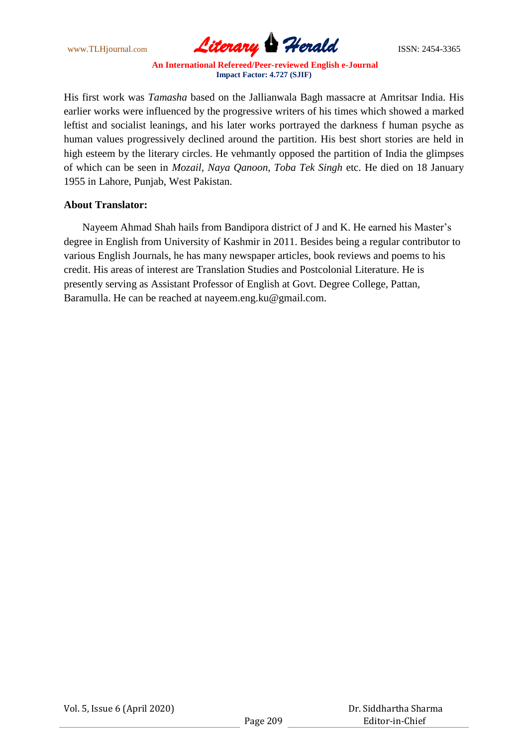His first work was *Tamasha* based on the Jallianwala Bagh massacre at Amritsar India. His earlier works were influenced by the progressive writers of his times which showed a marked leftist and socialist leanings, and his later works portrayed the darkness f human psyche as human values progressively declined around the partition. His best short stories are held in high esteem by the literary circles. He vehmantly opposed the partition of India the glimpses of which can be seen in *Mozail*, *Naya Qanoon*, *Toba Tek Singh* etc. He died on 18 January 1955 in Lahore, Punjab, West Pakistan.

**About Translator:**

Nayeem Ahmad Shah hails from Bandipora district of J and K. He earned his Master's degree in English from University of Kashmir in 2011. Besides being a regular contributor to various English Journals, he has many newspaper articles, book reviews and poems to his credit. His areas of interest are Translation Studies and Postcolonial Literature. He is presently serving as Assistant Professor of English at Govt. Degree College, Pattan, Baramulla. He can be reached at nayeem.eng.ku@gmail.com.